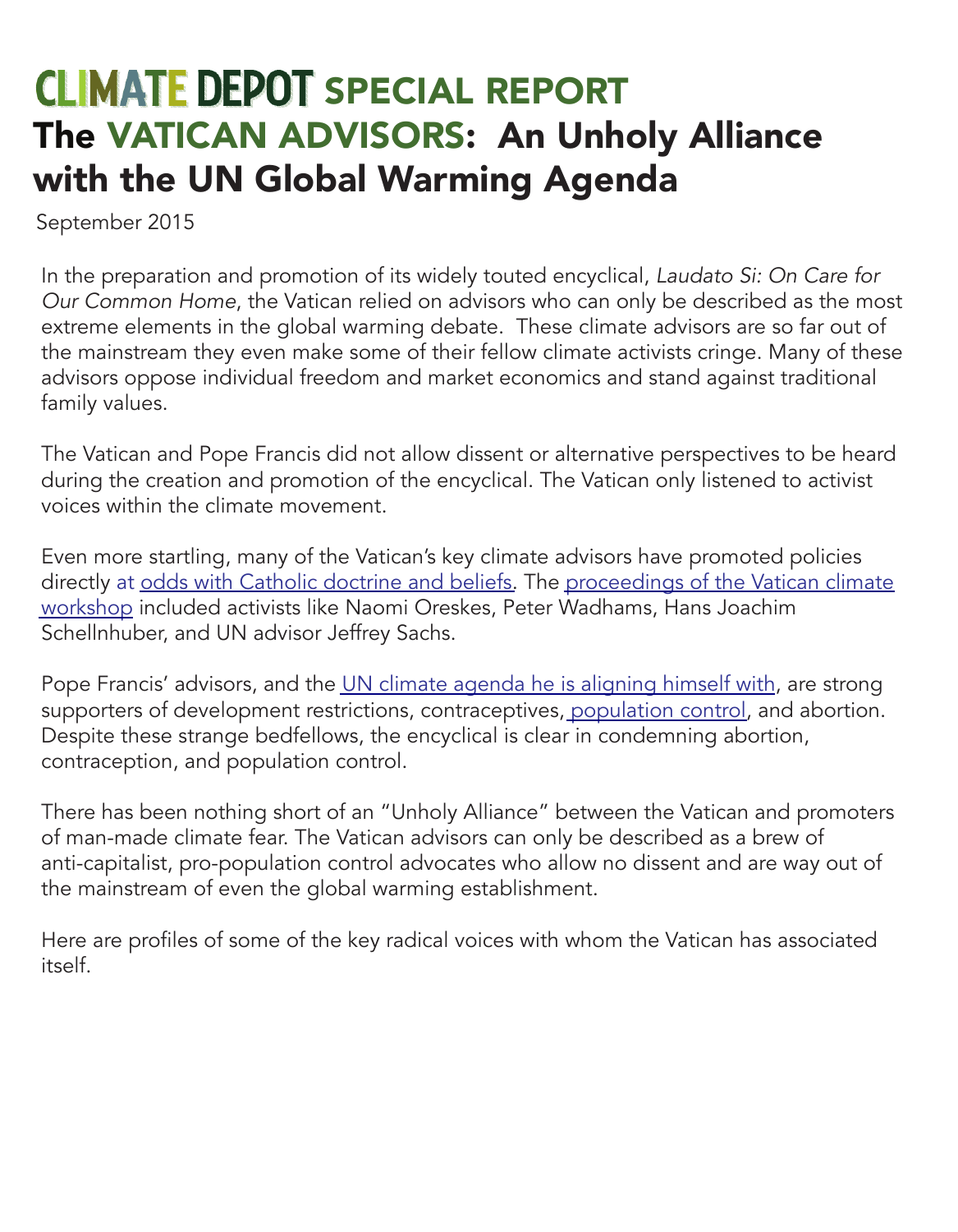# CLIMATE DEPOT SPECIAL REPORT
# The VATICAN ADVISORS: An Unholy Alliance with the UN Global Warming Agenda

September 2015

In the preparation and promotion of its widely touted encyclical, *Laudato Si: On Care for Our Common Home*, the Vatican relied on advisors who can only be described as the most extreme elements in the global warming debate. These climate advisors are so far out of the mainstream they even make some of their fellow climate activists cringe. Many of these advisors oppose individual freedom and market economics and stand against traditional family values.

The Vatican and Pope Francis did not allow dissent or alternative perspectives to be heard during the creation and promotion of the encyclical. The Vatican only listened to activist voices within the climate movement.

Even more startling, many of the Vatican's key climate advisors have promoted policies directly at odds with Catholic doctrine and beliefs. The proceedings of the Vatican climate workshop included activists like Naomi Oreskes, Peter Wadhams, Hans Joachim Schellnhuber, and UN advisor Jeffrey Sachs.

Pope Francis' advisors, and the UN climate agenda he is aligning himself with, are strong supporters of development restrictions, contraceptives, population control, and abortion. Despite these strange bedfellows, the encyclical is clear in condemning abortion, contraception, and population control.

There has been nothing short of an "Unholy Alliance" between the Vatican and promoters of man-made climate fear. The Vatican advisors can only be described as a brew of anti-capitalist, pro-population control advocates who allow no dissent and are way out of the mainstream of even the global warming establishment.

Here are profiles of some of the key radical voices with whom the Vatican has associated itself.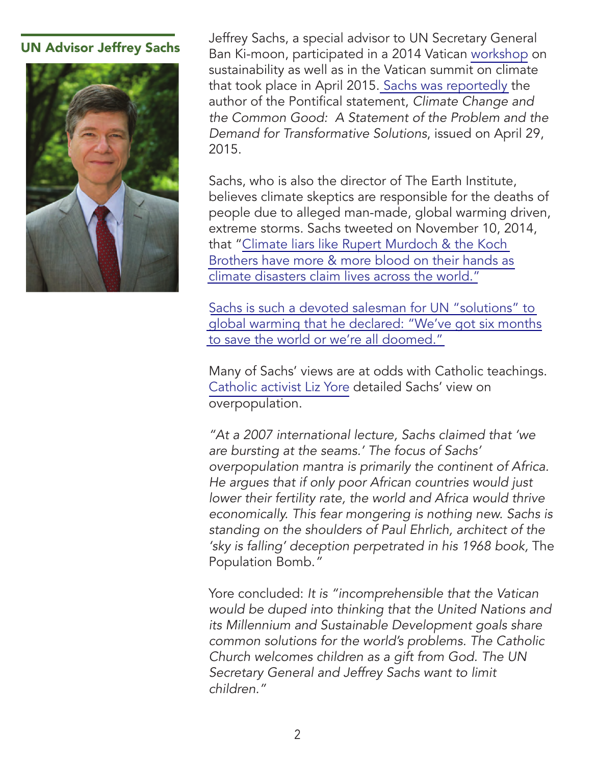## UN Advisor Jeffrey Sachs

Jeffrey Sachs, a special advisor to UN Secretary General Ban Ki-moon, participated in a 2014 Vatican workshop on sustainability as well as in the Vatican summit on climate that took place in April 2015. Sachs was reportedly the author of the Pontifical statement, *Climate Change and the Common Good: A Statement of the Problem and the Demand for Transformative Solutions*, issued on April 29, 2015.

Sachs, who is also the director of The Earth Institute, believes climate skeptics are responsible for the deaths of people due to alleged man-made, global warming driven, extreme storms. Sachs tweeted on November 10, 2014, that "Climate liars like Rupert Murdoch & the Koch Brothers have more & more blood on their hands as climate disasters claim lives across the world."

Sachs is such a devoted salesman for UN "solutions" to global warming that he declared: "We've got six months to save the world or we're all doomed."

Many of Sachs' views are at odds with Catholic teachings. Catholic activist Liz Yore detailed Sachs' view on overpopulation.

*"At a 2007 international lecture, Sachs claimed that 'we are bursting at the seams.' The focus of Sachs' overpopulation mantra is primarily the continent of Africa. He argues that if only poor African countries would just lower their fertility rate, the world and Africa would thrive economically. This fear mongering is nothing new. Sachs is standing on the shoulders of Paul Ehrlich, architect of the 'sky is falling' deception perpetrated in his 1968 book,* The Population Bomb.*"*

Yore concluded: *It is "incomprehensible that the Vatican would be duped into thinking that the United Nations and its Millennium and Sustainable Development goals share common solutions for the world's problems. The Catholic Church welcomes children as a gift from God. The UN Secretary General and Jeffrey Sachs want to limit children."*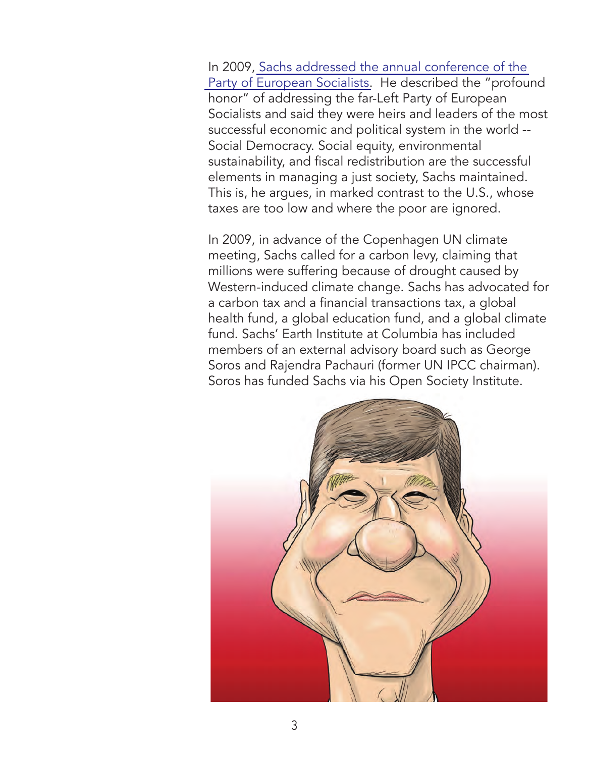In 2009, [Sachs addressed the annual conference of the Party of European Socialists](). He described the "profound honor" of addressing the far-Left Party of European Socialists and said they were heirs and leaders of the most successful economic and political system in the world -- Social Democracy. Social equity, environmental sustainability, and fiscal redistribution are the successful elements in managing a just society, Sachs maintained. This is, he argues, in marked contrast to the U.S., whose taxes are too low and where the poor are ignored.

In 2009, in advance of the Copenhagen UN climate meeting, Sachs called for a carbon levy, claiming that millions were suffering because of drought caused by Western-induced climate change. Sachs has advocated for a carbon tax and a financial transactions tax, a global health fund, a global education fund, and a global climate fund. Sachs' Earth Institute at Columbia has included members of an external advisory board such as George Soros and Rajendra Pachauri (former UN IPCC chairman). Soros has funded Sachs via his Open Society Institute.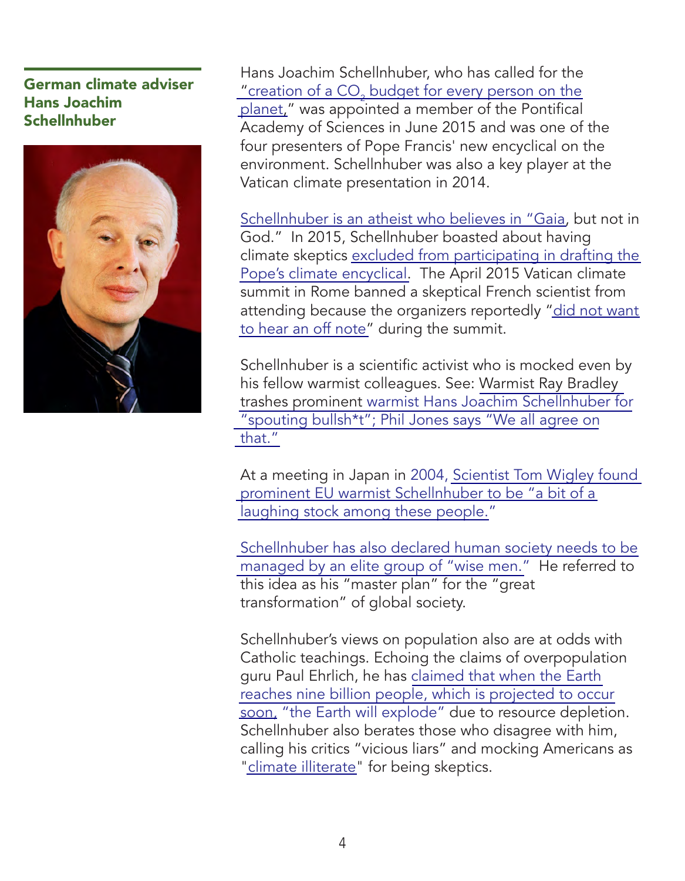## German climate adviser Hans Joachim Schellnhuber

Hans Joachim Schellnhuber, who has called for the "creation of a $CO_2$ budget for every person on the planet," was appointed a member of the Pontifical Academy of Sciences in June 2015 and was one of the four presenters of Pope Francis' new encyclical on the environment. Schellnhuber was also a key player at the Vatican climate presentation in 2014.

Schellnhuber is an atheist who believes in "Gaia, but not in God." In 2015, Schellnhuber boasted about having climate skeptics excluded from participating in drafting the Pope's climate encyclical. The April 2015 Vatican climate summit in Rome banned a skeptical French scientist from attending because the organizers reportedly "did not want to hear an off note" during the summit.

Schellnhuber is a scientific activist who is mocked even by his fellow warmist colleagues. See: Warmist Ray Bradley trashes prominent warmist Hans Joachim Schellnhuber for "spouting bullsh*t"; Phil Jones says "We all agree on that."

At a meeting in Japan in 2004, Scientist Tom Wigley found prominent EU warmist Schellnhuber to be "a bit of a laughing stock among these people."

Schellnhuber has also declared human society needs to be managed by an elite group of "wise men." He referred to this idea as his "master plan" for the "great transformation" of global society.

Schellnhuber's views on population also are at odds with Catholic teachings. Echoing the claims of overpopulation guru Paul Ehrlich, he has claimed that when the Earth reaches nine billion people, which is projected to occur soon, "the Earth will explode" due to resource depletion. Schellnhuber also berates those who disagree with him, calling his critics "vicious liars" and mocking Americans as "climate illiterate" for being skeptics.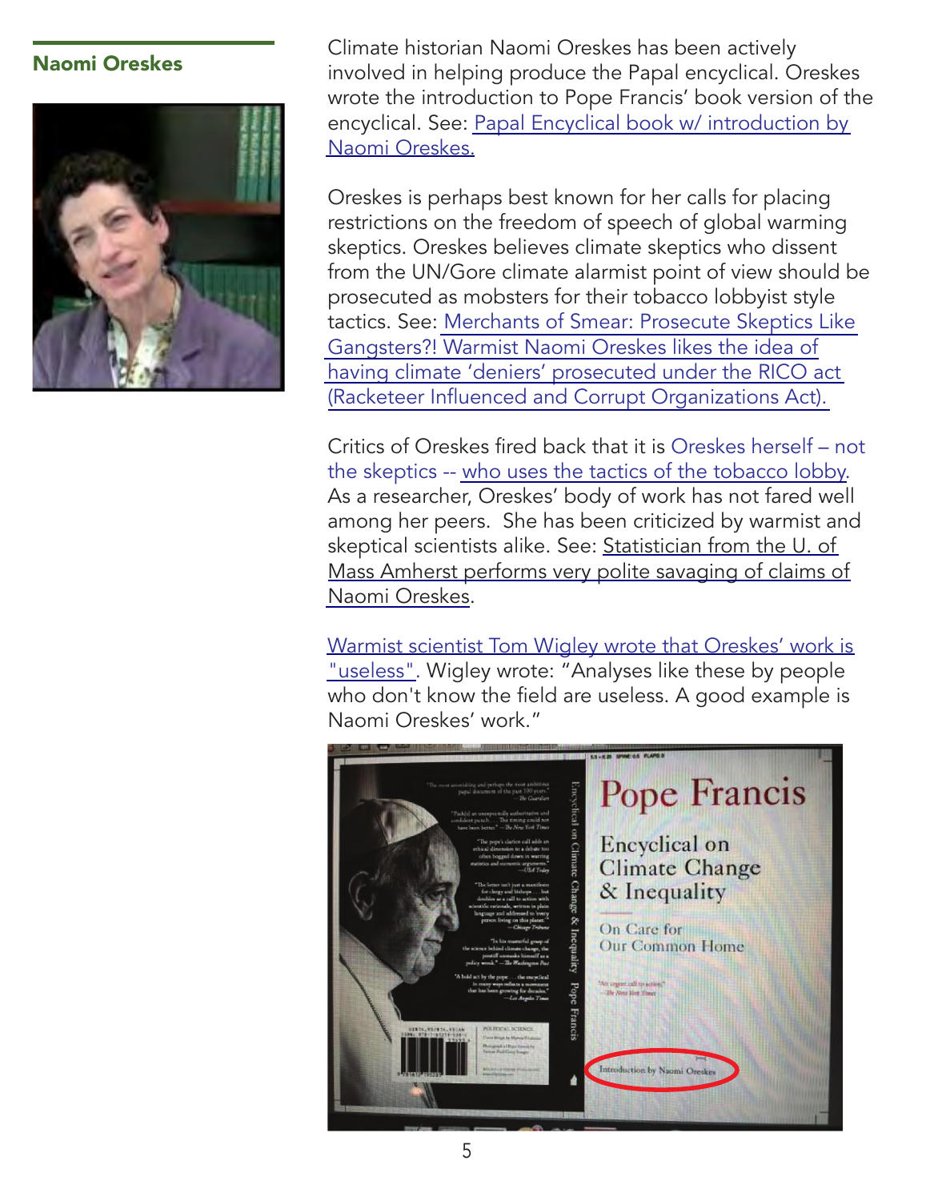## Naomi Oreskes

Climate historian Naomi Oreskes has been actively involved in helping produce the Papal encyclical. Oreskes wrote the introduction to Pope Francis' book version of the encyclical. See: Papal Encyclical book w/ introduction by Naomi Oreskes.

Oreskes is perhaps best known for her calls for placing restrictions on the freedom of speech of global warming skeptics. Oreskes believes climate skeptics who dissent from the UN/Gore climate alarmist point of view should be prosecuted as mobsters for their tobacco lobbyist style tactics. See: Merchants of Smear: Prosecute Skeptics Like Gangsters?! Warmist Naomi Oreskes likes the idea of having climate 'deniers' prosecuted under the RICO act (Racketeer Influenced and Corrupt Organizations Act).

Critics of Oreskes fired back that it is Oreskes herself – not the skeptics -- who uses the tactics of the tobacco lobby. As a researcher, Oreskes' body of work has not fared well among her peers. She has been criticized by warmist and skeptical scientists alike. See: Statistician from the U. of Mass Amherst performs very polite savaging of claims of Naomi Oreskes.

Warmist scientist Tom Wigley wrote that Oreskes' work is "useless". Wigley wrote: "Analyses like these by people who don't know the field are useless. A good example is Naomi Oreskes' work."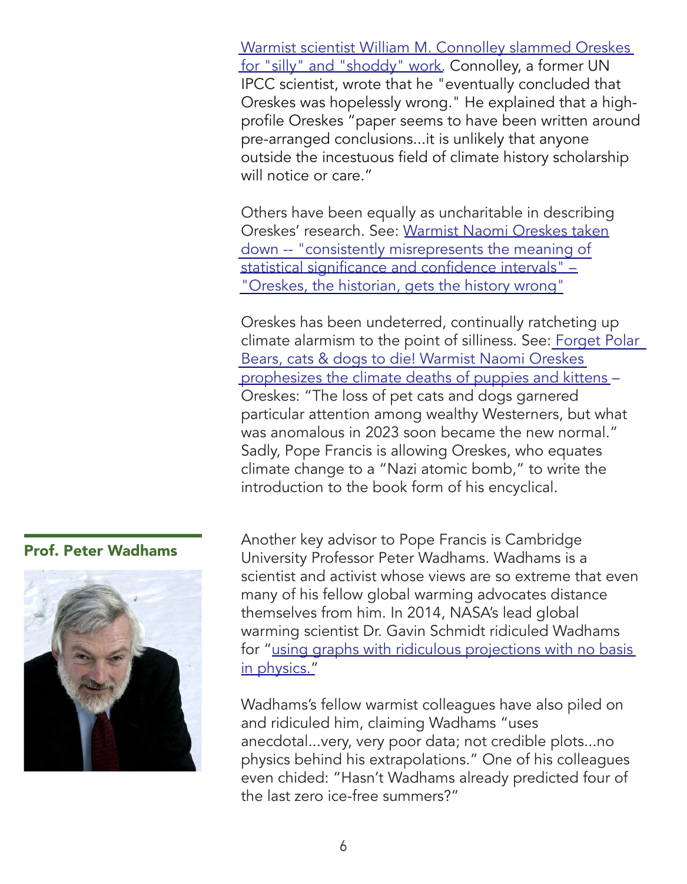Warmist scientist William M. Connolley slammed Oreskes for "silly" and "shoddy" work. Connolley, a former UN IPCC scientist, wrote that he "eventually concluded that Oreskes was hopelessly wrong." He explained that a high-profile Oreskes "paper seems to have been written around pre-arranged conclusions...it is unlikely that anyone outside the incestuous field of climate history scholarship will notice or care."

Others have been equally as uncharitable in describing Oreskes' research. See: Warmist Naomi Oreskes taken down -- "consistently misrepresents the meaning of statistical significance and confidence intervals" – "Oreskes, the historian, gets the history wrong"

Oreskes has been undeterred, continually ratcheting up climate alarmism to the point of silliness. See: Forget Polar Bears, cats & dogs to die! Warmist Naomi Oreskes prophesizes the climate deaths of puppies and kittens – Oreskes: "The loss of pet cats and dogs garnered particular attention among wealthy Westerners, but what was anomalous in 2023 soon became the new normal." Sadly, Pope Francis is allowing Oreskes, who equates climate change to a "Nazi atomic bomb," to write the introduction to the book form of his encyclical.

## Prof. Peter Wadhams

Another key advisor to Pope Francis is Cambridge University Professor Peter Wadhams. Wadhams is a scientist and activist whose views are so extreme that even many of his fellow global warming advocates distance themselves from him. In 2014, NASA's lead global warming scientist Dr. Gavin Schmidt ridiculed Wadhams for "using graphs with ridiculous projections with no basis in physics."

Wadhams's fellow warmist colleagues have also piled on and ridiculed him, claiming Wadhams "uses anecdotal...very, very poor data; not credible plots...no physics behind his extrapolations." One of his colleagues even chided: "Hasn't Wadhams already predicted four of the last zero ice-free summers?"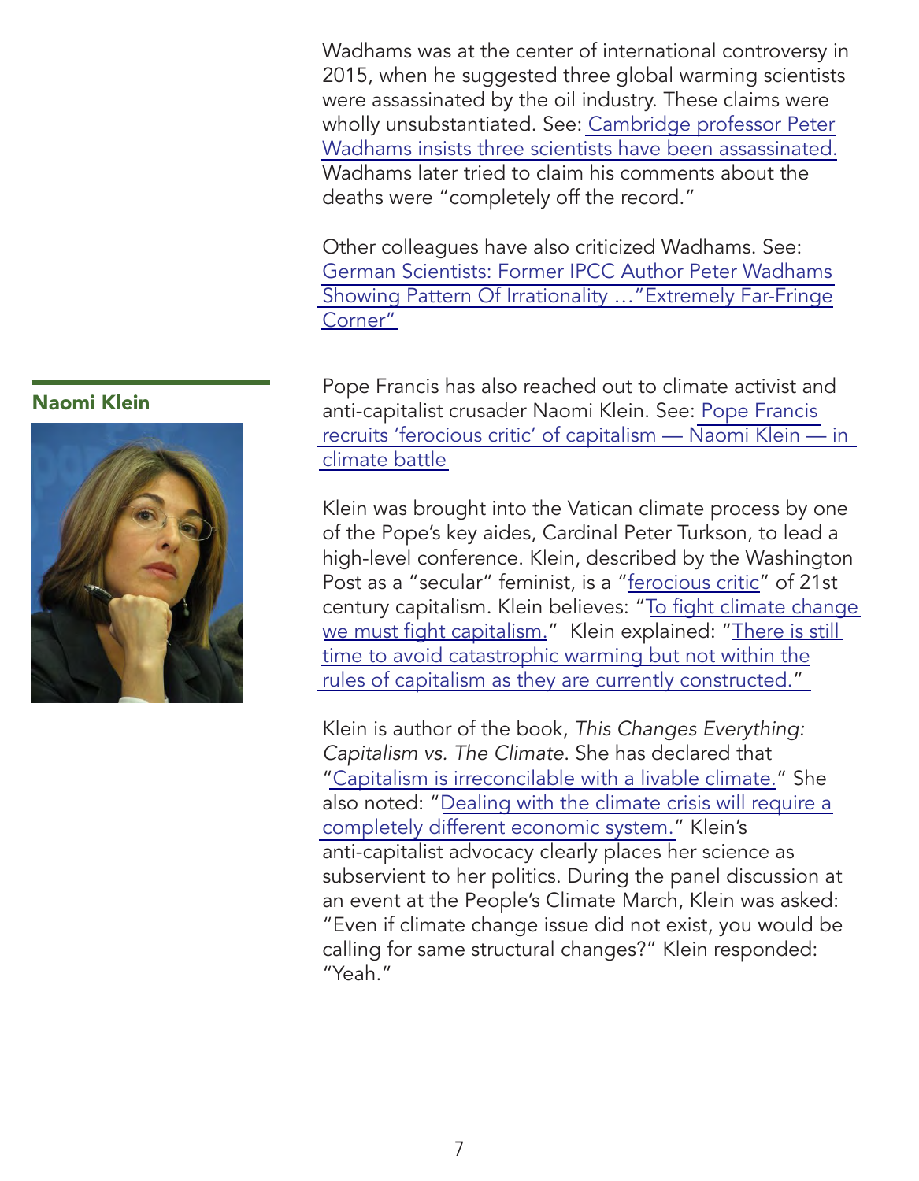Wadhams was at the center of international controversy in 2015, when he suggested three global warming scientists were assassinated by the oil industry. These claims were wholly unsubstantiated. See: Cambridge professor Peter Wadhams insists three scientists have been assassinated. Wadhams later tried to claim his comments about the deaths were "completely off the record."

Other colleagues have also criticized Wadhams. See: German Scientists: Former IPCC Author Peter Wadhams Showing Pattern Of Irrationality …"Extremely Far-Fringe Corner"

## Naomi Klein

Pope Francis has also reached out to climate activist and anti-capitalist crusader Naomi Klein. See: Pope Francis recruits 'ferocious critic' of capitalism — Naomi Klein — in climate battle

Klein was brought into the Vatican climate process by one of the Pope's key aides, Cardinal Peter Turkson, to lead a high-level conference. Klein, described by the Washington Post as a "secular" feminist, is a "ferocious critic" of 21st century capitalism. Klein believes: "To fight climate change we must fight capitalism." Klein explained: "There is still time to avoid catastrophic warming but not within the rules of capitalism as they are currently constructed."

Klein is author of the book, *This Changes Everything: Capitalism vs. The Climate*. She has declared that "Capitalism is irreconcilable with a livable climate." She also noted: "Dealing with the climate crisis will require a completely different economic system." Klein's anti-capitalist advocacy clearly places her science as subservient to her politics. During the panel discussion at an event at the People's Climate March, Klein was asked: "Even if climate change issue did not exist, you would be calling for same structural changes?" Klein responded: "Yeah."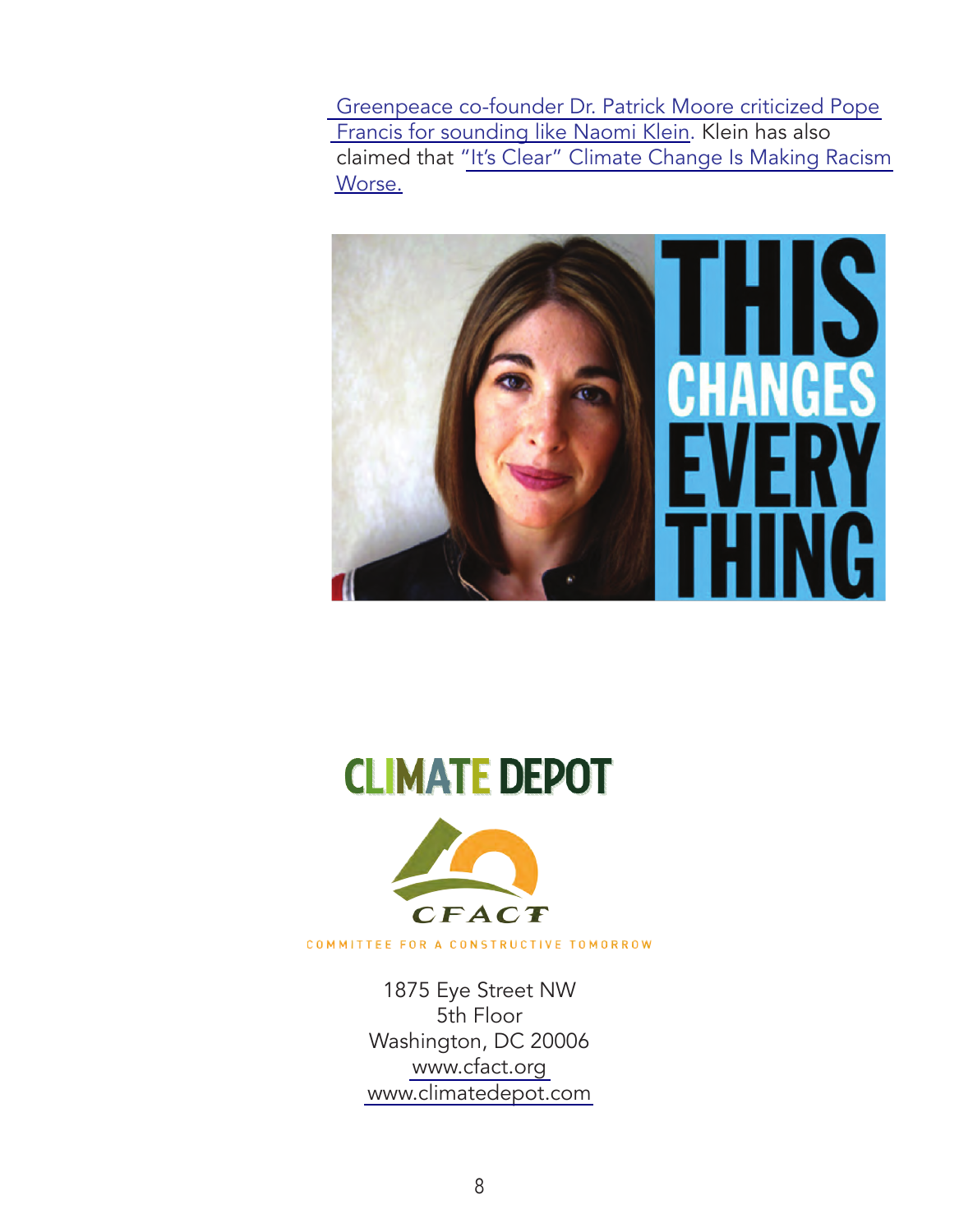Greenpeace co-founder Dr. Patrick Moore criticized Pope Francis for sounding like Naomi Klein. Klein has also claimed that "It's Clear" Climate Change Is Making Racism Worse.

CLIMATE DEPOT

CFACT

COMMITTEE FOR A CONSTRUCTIVE TOMORROW

1875 Eye Street NW
5th Floor
Washington, DC 20006
www.cfact.org
www.climatedepot.com